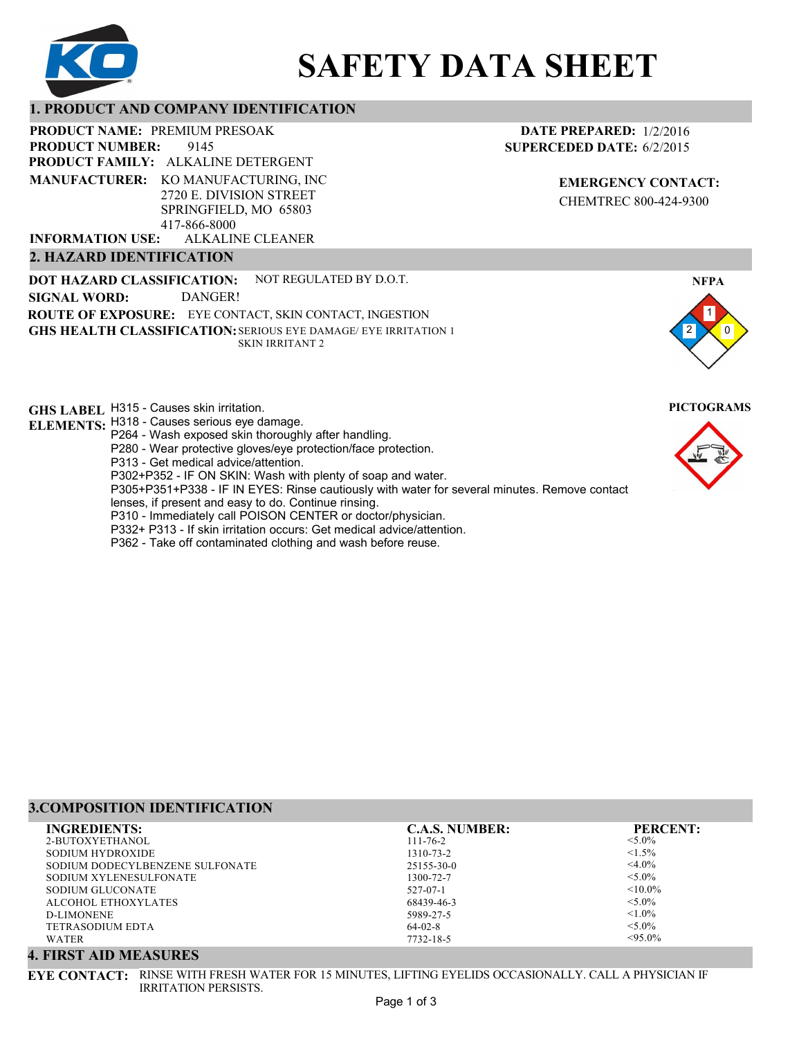# SAFETY DATA SHEET

## 1. PRODUCT AND COMPANY IDENTIFICATION

**PRODUCT NAME:** PREMIUM PRESOAK
**PRODUCT NUMBER:** 9145
**PRODUCT FAMILY:** ALKALINE DETERGENT
**MANUFACTURER:** KO MANUFACTURING, INC
2720 E. DIVISION STREET
SPRINGFIELD, MO 65803
417-866-8000
**INFORMATION USE:** ALKALINE CLEANER

**DATE PREPARED:** 1/2/2016
**SUPERCEDED DATE:** 6/2/2015

**EMERGENCY CONTACT:**
CHEMTREC 800-424-9300

## 2. HAZARD IDENTIFICATION

**DOT HAZARD CLASSIFICATION:** NOT REGULATED BY D.O.T.
**SIGNAL WORD:** DANGER!
**ROUTE OF EXPOSURE:** EYE CONTACT, SKIN CONTACT, INGESTION
**GHS HEALTH CLASSIFICATION:** SERIOUS EYE DAMAGE/ EYE IRRITATION 1
SKIN IRRITANT 2

**NFPA**

Health: 2, Flammability: 1, Reactivity: 0

**GHS LABEL ELEMENTS:**
H315 - Causes skin irritation.
H318 - Causes serious eye damage.
P264 - Wash exposed skin thoroughly after handling.
P280 - Wear protective gloves/eye protection/face protection.
P313 - Get medical advice/attention.
P302+P352 - IF ON SKIN: Wash with plenty of soap and water.
P305+P351+P338 - IF IN EYES: Rinse cautiously with water for several minutes. Remove contact lenses, if present and easy to do. Continue rinsing.
P310 - Immediately call POISON CENTER or doctor/physician.
P332+ P313 - If skin irritation occurs: Get medical advice/attention.
P362 - Take off contaminated clothing and wash before reuse.

**PICTOGRAMS**

## 3.COMPOSITION IDENTIFICATION

| INGREDIENTS: | C.A.S. NUMBER: | PERCENT: |
|---|---|---|
| 2-BUTOXYETHANOL | 111-76-2 | <5.0% |
| SODIUM HYDROXIDE | 1310-73-2 | <1.5% |
| SODIUM DODECYLBENZENE SULFONATE | 25155-30-0 | <4.0% |
| SODIUM XYLENESULFONATE | 1300-72-7 | <5.0% |
| SODIUM GLUCONATE | 527-07-1 | <10.0% |
| ALCOHOL ETHOXYLATES | 68439-46-3 | <5.0% |
| D-LIMONENE | 5989-27-5 | <1.0% |
| TETRASODIUM EDTA | 64-02-8 | <5.0% |
| WATER | 7732-18-5 | <95.0% |

## 4. FIRST AID MEASURES

**EYE CONTACT:** RINSE WITH FRESH WATER FOR 15 MINUTES, LIFTING EYELIDS OCCASIONALLY. CALL A PHYSICIAN IF IRRITATION PERSISTS.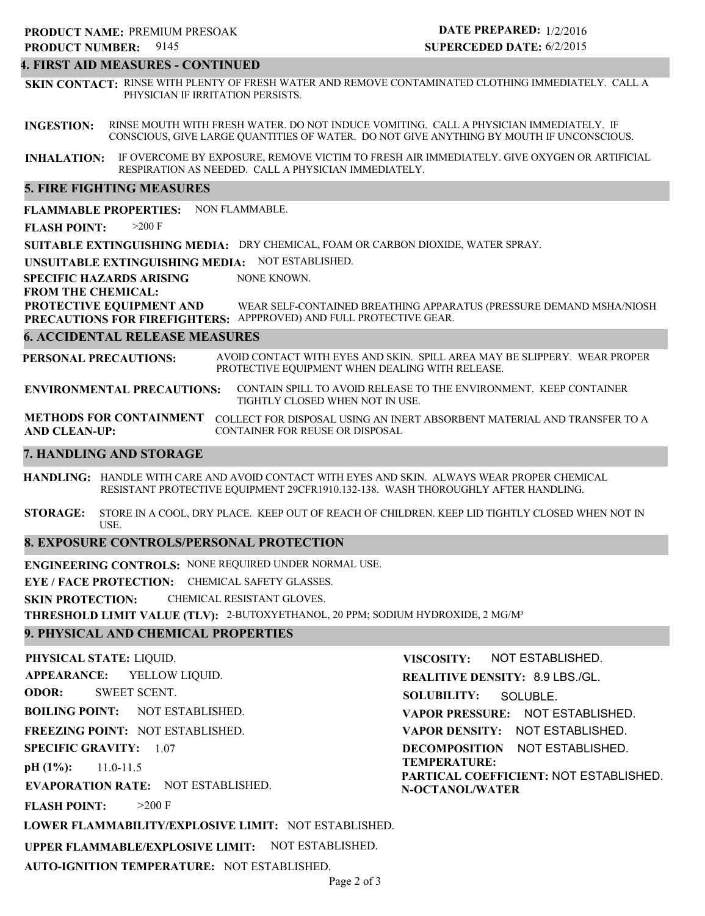**PRODUCT NAME:** PREMIUM PRESOAK
**PRODUCT NUMBER:** 9145

**DATE PREPARED:** 1/2/2016
**SUPERCEDED DATE:** 6/2/2015

## 4. FIRST AID MEASURES - CONTINUED

**SKIN CONTACT:** RINSE WITH PLENTY OF FRESH WATER AND REMOVE CONTAMINATED CLOTHING IMMEDIATELY. CALL A PHYSICIAN IF IRRITATION PERSISTS.

**INGESTION:** RINSE MOUTH WITH FRESH WATER. DO NOT INDUCE VOMITING. CALL A PHYSICIAN IMMEDIATELY. IF CONSCIOUS, GIVE LARGE QUANTITIES OF WATER. DO NOT GIVE ANYTHING BY MOUTH IF UNCONSCIOUS.

**INHALATION:** IF OVERCOME BY EXPOSURE, REMOVE VICTIM TO FRESH AIR IMMEDIATELY. GIVE OXYGEN OR ARTIFICIAL RESPIRATION AS NEEDED. CALL A PHYSICIAN IMMEDIATELY.

## 5. FIRE FIGHTING MEASURES

**FLAMMABLE PROPERTIES:** NON FLAMMABLE.

**FLASH POINT:** >200 F

**SUITABLE EXTINGUISHING MEDIA:** DRY CHEMICAL, FOAM OR CARBON DIOXIDE, WATER SPRAY.

**UNSUITABLE EXTINGUISHING MEDIA:** NOT ESTABLISHED.

**SPECIFIC HAZARDS ARISING FROM THE CHEMICAL:** NONE KNOWN.

**PROTECTIVE EQUIPMENT AND PRECAUTIONS FOR FIREFIGHTERS:** WEAR SELF-CONTAINED BREATHING APPARATUS (PRESSURE DEMAND MSHA/NIOSH APPPROVED) AND FULL PROTECTIVE GEAR.

## 6. ACCIDENTAL RELEASE MEASURES

**PERSONAL PRECAUTIONS:** AVOID CONTACT WITH EYES AND SKIN. SPILL AREA MAY BE SLIPPERY. WEAR PROPER PROTECTIVE EQUIPMENT WHEN DEALING WITH RELEASE.

**ENVIRONMENTAL PRECAUTIONS:** CONTAIN SPILL TO AVOID RELEASE TO THE ENVIRONMENT. KEEP CONTAINER TIGHTLY CLOSED WHEN NOT IN USE.

**METHODS FOR CONTAINMENT AND CLEAN-UP:** COLLECT FOR DISPOSAL USING AN INERT ABSORBENT MATERIAL AND TRANSFER TO A CONTAINER FOR REUSE OR DISPOSAL

## 7. HANDLING AND STORAGE

**HANDLING:** HANDLE WITH CARE AND AVOID CONTACT WITH EYES AND SKIN. ALWAYS WEAR PROPER CHEMICAL RESISTANT PROTECTIVE EQUIPMENT 29CFR1910.132-138. WASH THOROUGHLY AFTER HANDLING.

**STORAGE:** STORE IN A COOL, DRY PLACE. KEEP OUT OF REACH OF CHILDREN. KEEP LID TIGHTLY CLOSED WHEN NOT IN USE.

## 8. EXPOSURE CONTROLS/PERSONAL PROTECTION

**ENGINEERING CONTROLS:** NONE REQUIRED UNDER NORMAL USE.

**EYE / FACE PROTECTION:** CHEMICAL SAFETY GLASSES.

**SKIN PROTECTION:** CHEMICAL RESISTANT GLOVES.

**THRESHOLD LIMIT VALUE (TLV):** 2-BUTOXYETHANOL, 20 PPM; SODIUM HYDROXIDE, 2 MG/M³

## 9. PHYSICAL AND CHEMICAL PROPERTIES

**PHYSICAL STATE:** LIQUID.

**APPEARANCE:** YELLOW LIQUID.

**ODOR:** SWEET SCENT.

**BOILING POINT:** NOT ESTABLISHED.

**FREEZING POINT:** NOT ESTABLISHED.

**SPECIFIC GRAVITY:** 1.07

**pH (1%):** 11.0-11.5

**EVAPORATION RATE:** NOT ESTABLISHED.

**FLASH POINT:** >200 F

**LOWER FLAMMABILITY/EXPLOSIVE LIMIT:** NOT ESTABLISHED.

**UPPER FLAMMABLE/EXPLOSIVE LIMIT:** NOT ESTABLISHED.

**AUTO-IGNITION TEMPERATURE:** NOT ESTABLISHED.

**VISCOSITY:** NOT ESTABLISHED.

**REALITIVE DENSITY:** 8.9 LBS./GL.

**SOLUBILITY:** SOLUBLE.

**VAPOR PRESSURE:** NOT ESTABLISHED.

**VAPOR DENSITY:** NOT ESTABLISHED.

**DECOMPOSITION TEMPERATURE:** NOT ESTABLISHED.

**PARTICAL COEFFICIENT: N-OCTANOL/WATER** NOT ESTABLISHED.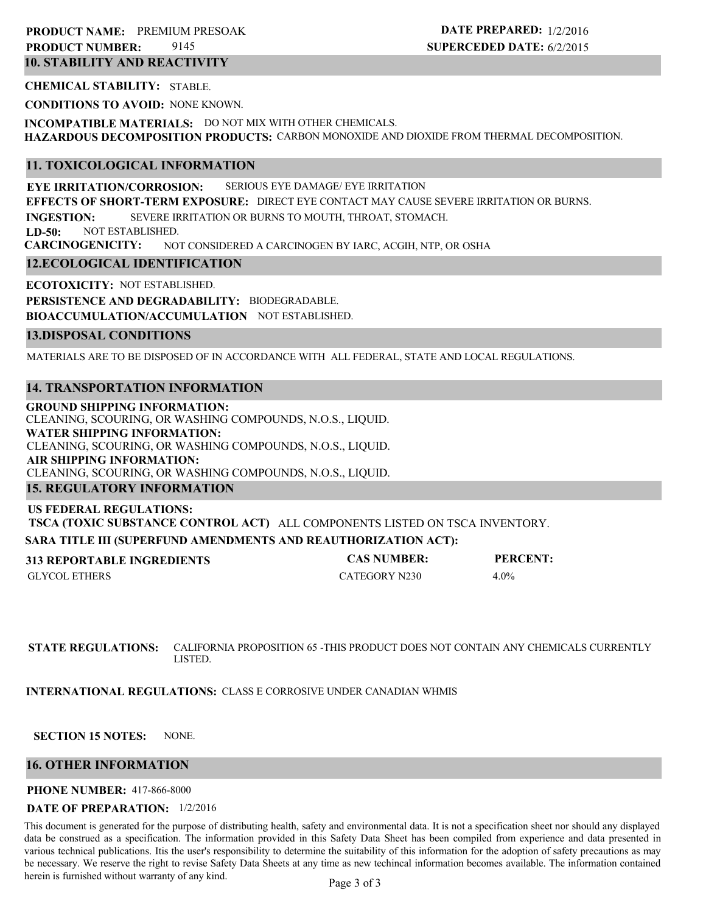**PRODUCT NAME:** PREMIUM PRESOAK **DATE PREPARED:** 1/2/2016
**PRODUCT NUMBER:** 9145 **SUPERCEDED DATE:** 6/2/2015

## 10. STABILITY AND REACTIVITY

**CHEMICAL STABILITY:** STABLE.

**CONDITIONS TO AVOID:** NONE KNOWN.

**INCOMPATIBLE MATERIALS:** DO NOT MIX WITH OTHER CHEMICALS.

**HAZARDOUS DECOMPOSITION PRODUCTS:** CARBON MONOXIDE AND DIOXIDE FROM THERMAL DECOMPOSITION.

## 11. TOXICOLOGICAL INFORMATION

**EYE IRRITATION/CORROSION:** SERIOUS EYE DAMAGE/ EYE IRRITATION

**EFFECTS OF SHORT-TERM EXPOSURE:** DIRECT EYE CONTACT MAY CAUSE SEVERE IRRITATION OR BURNS.

**INGESTION:** SEVERE IRRITATION OR BURNS TO MOUTH, THROAT, STOMACH.

**LD-50:** NOT ESTABLISHED.

**CARCINOGENICITY:** NOT CONSIDERED A CARCINOGEN BY IARC, ACGIH, NTP, OR OSHA

## 12.ECOLOGICAL IDENTIFICATION

**ECOTOXICITY:** NOT ESTABLISHED.

**PERSISTENCE AND DEGRADABILITY:** BIODEGRADABLE.

**BIOACCUMULATION/ACCUMULATION** NOT ESTABLISHED.

## 13.DISPOSAL CONDITIONS

MATERIALS ARE TO BE DISPOSED OF IN ACCORDANCE WITH ALL FEDERAL, STATE AND LOCAL REGULATIONS.

## 14. TRANSPORTATION INFORMATION

**GROUND SHIPPING INFORMATION:**
CLEANING, SCOURING, OR WASHING COMPOUNDS, N.O.S., LIQUID.

**WATER SHIPPING INFORMATION:**
CLEANING, SCOURING, OR WASHING COMPOUNDS, N.O.S., LIQUID.

**AIR SHIPPING INFORMATION:**
CLEANING, SCOURING, OR WASHING COMPOUNDS, N.O.S., LIQUID.

## 15. REGULATORY INFORMATION

**US FEDERAL REGULATIONS:**

**TSCA (TOXIC SUBSTANCE CONTROL ACT)** ALL COMPONENTS LISTED ON TSCA INVENTORY.

**SARA TITLE III (SUPERFUND AMENDMENTS AND REAUTHORIZATION ACT):**

| 313 REPORTABLE INGREDIENTS | CAS NUMBER: | PERCENT: |
|---|---|---|
| GLYCOL ETHERS | CATEGORY N230 | 4.0% |

**STATE REGULATIONS:** CALIFORNIA PROPOSITION 65 -THIS PRODUCT DOES NOT CONTAIN ANY CHEMICALS CURRENTLY LISTED.

**INTERNATIONAL REGULATIONS:** CLASS E CORROSIVE UNDER CANADIAN WHMIS

**SECTION 15 NOTES:** NONE.

## 16. OTHER INFORMATION

**PHONE NUMBER:** 417-866-8000

**DATE OF PREPARATION:** 1/2/2016

This document is generated for the purpose of distributing health, safety and environmental data. It is not a specification sheet nor should any displayed data be construed as a specification. The information provided in this Safety Data Sheet has been compiled from experience and data presented in various technical publications. Itis the user's responsibility to determine the suitability of this information for the adoption of safety precautions as may be necessary. We reserve the right to revise Safety Data Sheets at any time as new techincal information becomes available. The information contained herein is furnished without warranty of any kind.